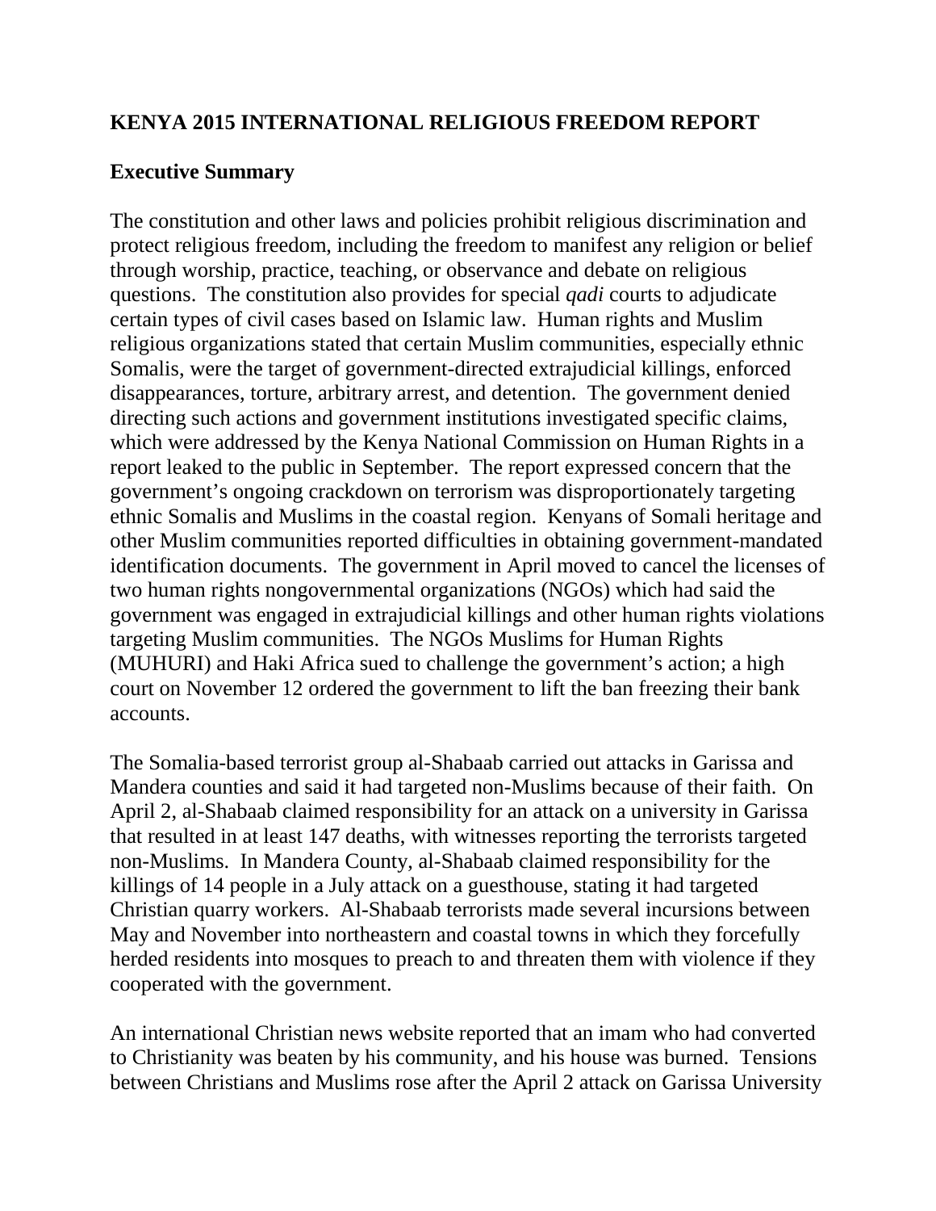# KENYA 2015 INTERNATIONAL RELIGIOUS FREEDOM REPORT

## Executive Summary

The constitution and other laws and policies prohibit religious discrimination and protect religious freedom, including the freedom to manifest any religion or belief through worship, practice, teaching, or observance and debate on religious questions. The constitution also provides for special *qadi* courts to adjudicate certain types of civil cases based on Islamic law. Human rights and Muslim religious organizations stated that certain Muslim communities, especially ethnic Somalis, were the target of government-directed extrajudicial killings, enforced disappearances, torture, arbitrary arrest, and detention. The government denied directing such actions and government institutions investigated specific claims, which were addressed by the Kenya National Commission on Human Rights in a report leaked to the public in September. The report expressed concern that the government's ongoing crackdown on terrorism was disproportionately targeting ethnic Somalis and Muslims in the coastal region. Kenyans of Somali heritage and other Muslim communities reported difficulties in obtaining government-mandated identification documents. The government in April moved to cancel the licenses of two human rights nongovernmental organizations (NGOs) which had said the government was engaged in extrajudicial killings and other human rights violations targeting Muslim communities. The NGOs Muslims for Human Rights (MUHURI) and Haki Africa sued to challenge the government's action; a high court on November 12 ordered the government to lift the ban freezing their bank accounts.

The Somalia-based terrorist group al-Shabaab carried out attacks in Garissa and Mandera counties and said it had targeted non-Muslims because of their faith. On April 2, al-Shabaab claimed responsibility for an attack on a university in Garissa that resulted in at least 147 deaths, with witnesses reporting the terrorists targeted non-Muslims. In Mandera County, al-Shabaab claimed responsibility for the killings of 14 people in a July attack on a guesthouse, stating it had targeted Christian quarry workers. Al-Shabaab terrorists made several incursions between May and November into northeastern and coastal towns in which they forcefully herded residents into mosques to preach to and threaten them with violence if they cooperated with the government.

An international Christian news website reported that an imam who had converted to Christianity was beaten by his community, and his house was burned. Tensions between Christians and Muslims rose after the April 2 attack on Garissa University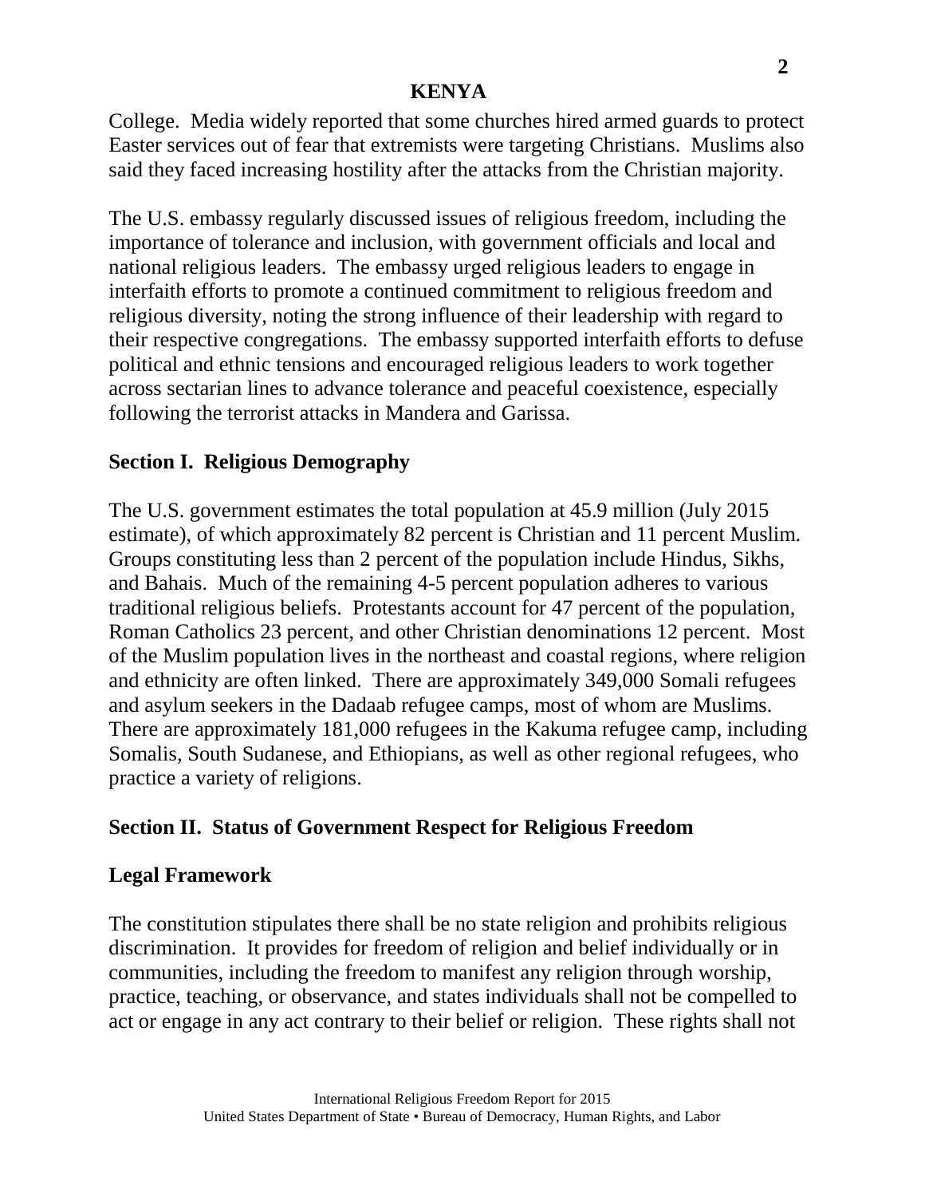College. Media widely reported that some churches hired armed guards to protect Easter services out of fear that extremists were targeting Christians. Muslims also said they faced increasing hostility after the attacks from the Christian majority.

The U.S. embassy regularly discussed issues of religious freedom, including the importance of tolerance and inclusion, with government officials and local and national religious leaders. The embassy urged religious leaders to engage in interfaith efforts to promote a continued commitment to religious freedom and religious diversity, noting the strong influence of their leadership with regard to their respective congregations. The embassy supported interfaith efforts to defuse political and ethnic tensions and encouraged religious leaders to work together across sectarian lines to advance tolerance and peaceful coexistence, especially following the terrorist attacks in Mandera and Garissa.

## Section I. Religious Demography

The U.S. government estimates the total population at 45.9 million (July 2015 estimate), of which approximately 82 percent is Christian and 11 percent Muslim. Groups constituting less than 2 percent of the population include Hindus, Sikhs, and Bahais. Much of the remaining 4-5 percent population adheres to various traditional religious beliefs. Protestants account for 47 percent of the population, Roman Catholics 23 percent, and other Christian denominations 12 percent. Most of the Muslim population lives in the northeast and coastal regions, where religion and ethnicity are often linked. There are approximately 349,000 Somali refugees and asylum seekers in the Dadaab refugee camps, most of whom are Muslims. There are approximately 181,000 refugees in the Kakuma refugee camp, including Somalis, South Sudanese, and Ethiopians, as well as other regional refugees, who practice a variety of religions.

## Section II. Status of Government Respect for Religious Freedom

### Legal Framework

The constitution stipulates there shall be no state religion and prohibits religious discrimination. It provides for freedom of religion and belief individually or in communities, including the freedom to manifest any religion through worship, practice, teaching, or observance, and states individuals shall not be compelled to act or engage in any act contrary to their belief or religion. These rights shall not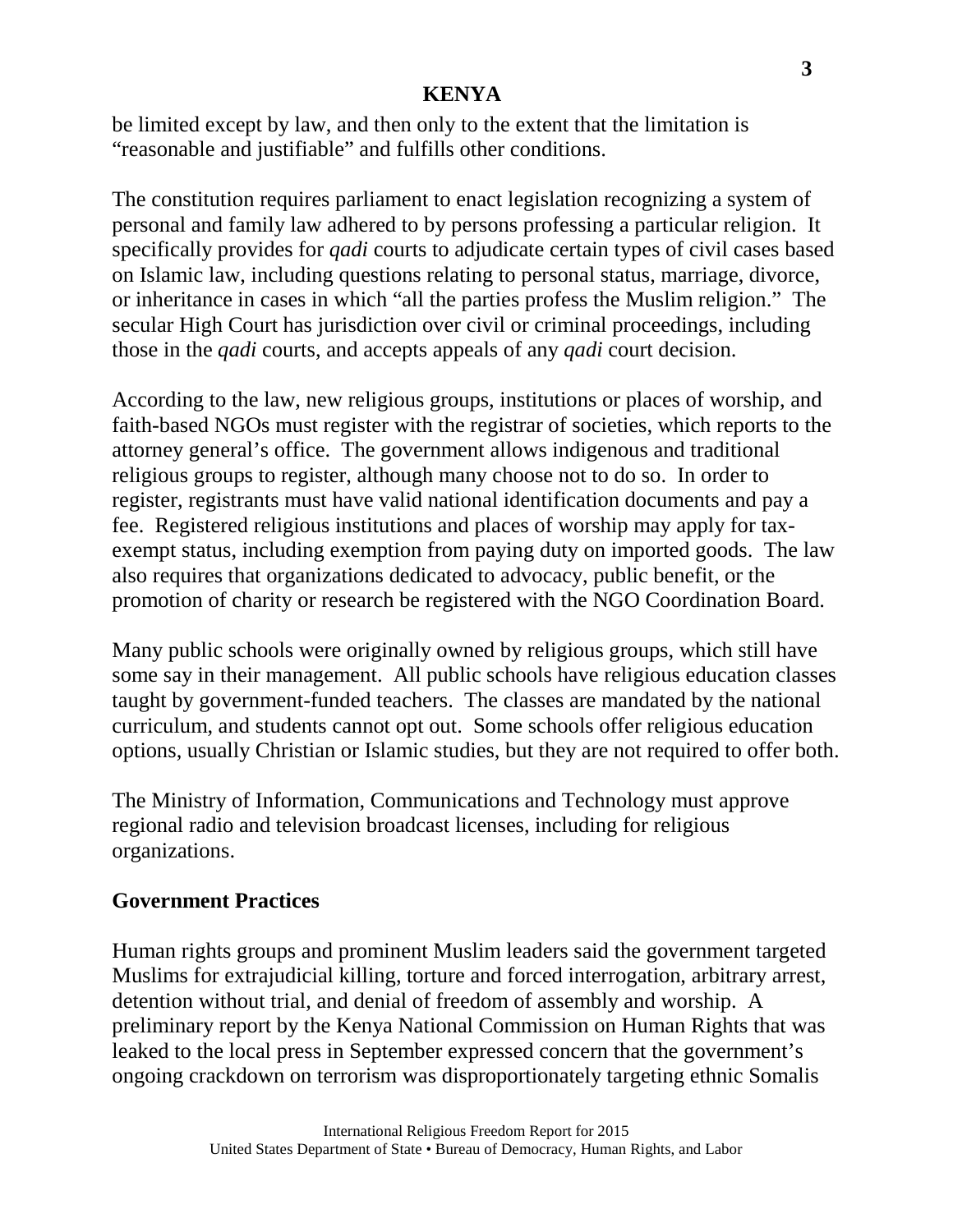be limited except by law, and then only to the extent that the limitation is "reasonable and justifiable" and fulfills other conditions.

The constitution requires parliament to enact legislation recognizing a system of personal and family law adhered to by persons professing a particular religion. It specifically provides for *qadi* courts to adjudicate certain types of civil cases based on Islamic law, including questions relating to personal status, marriage, divorce, or inheritance in cases in which "all the parties profess the Muslim religion." The secular High Court has jurisdiction over civil or criminal proceedings, including those in the *qadi* courts, and accepts appeals of any *qadi* court decision.

According to the law, new religious groups, institutions or places of worship, and faith-based NGOs must register with the registrar of societies, which reports to the attorney general's office. The government allows indigenous and traditional religious groups to register, although many choose not to do so. In order to register, registrants must have valid national identification documents and pay a fee. Registered religious institutions and places of worship may apply for tax-exempt status, including exemption from paying duty on imported goods. The law also requires that organizations dedicated to advocacy, public benefit, or the promotion of charity or research be registered with the NGO Coordination Board.

Many public schools were originally owned by religious groups, which still have some say in their management. All public schools have religious education classes taught by government-funded teachers. The classes are mandated by the national curriculum, and students cannot opt out. Some schools offer religious education options, usually Christian or Islamic studies, but they are not required to offer both.

The Ministry of Information, Communications and Technology must approve regional radio and television broadcast licenses, including for religious organizations.

## Government Practices

Human rights groups and prominent Muslim leaders said the government targeted Muslims for extrajudicial killing, torture and forced interrogation, arbitrary arrest, detention without trial, and denial of freedom of assembly and worship. A preliminary report by the Kenya National Commission on Human Rights that was leaked to the local press in September expressed concern that the government's ongoing crackdown on terrorism was disproportionately targeting ethnic Somalis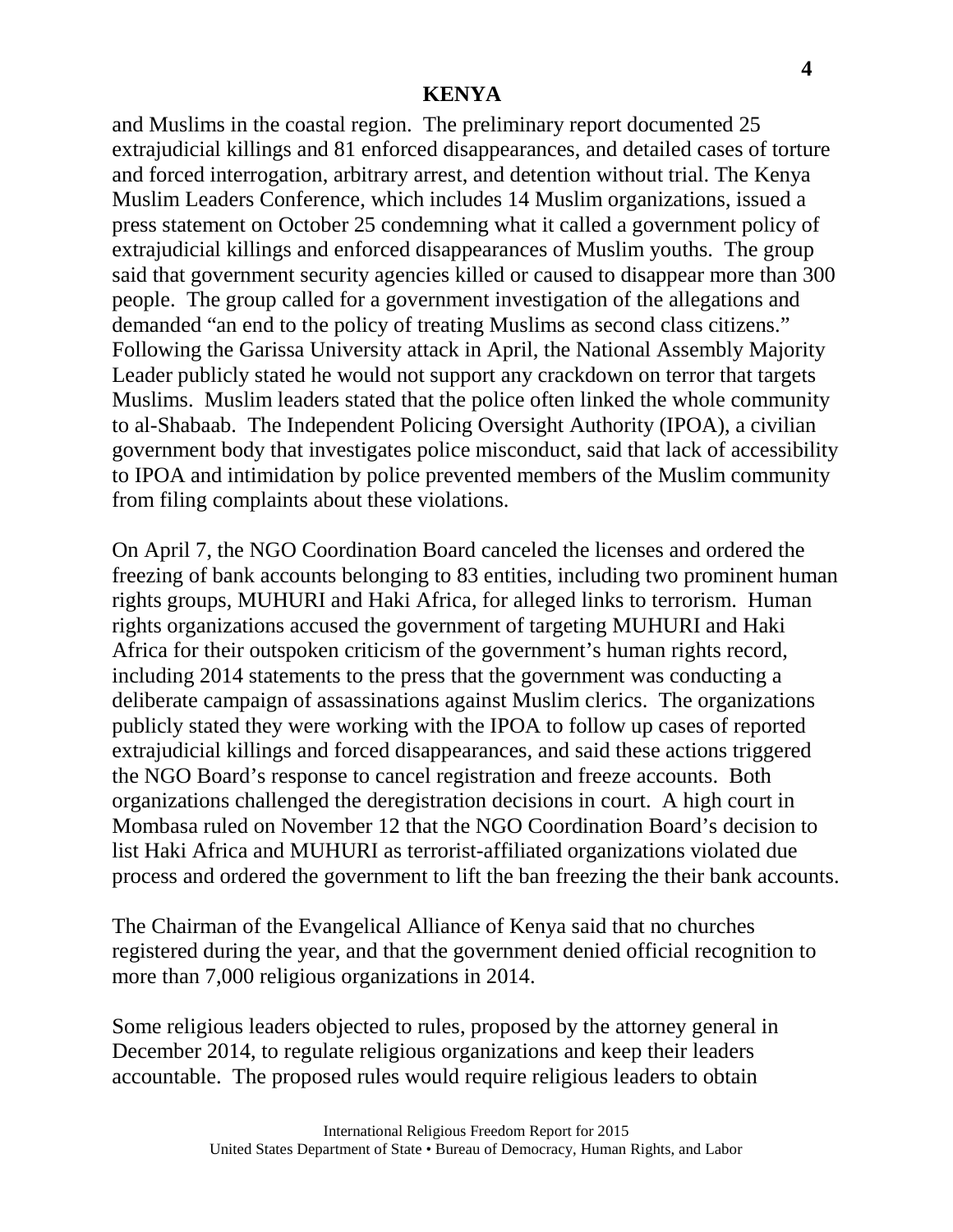and Muslims in the coastal region. The preliminary report documented 25 extrajudicial killings and 81 enforced disappearances, and detailed cases of torture and forced interrogation, arbitrary arrest, and detention without trial. The Kenya Muslim Leaders Conference, which includes 14 Muslim organizations, issued a press statement on October 25 condemning what it called a government policy of extrajudicial killings and enforced disappearances of Muslim youths. The group said that government security agencies killed or caused to disappear more than 300 people. The group called for a government investigation of the allegations and demanded "an end to the policy of treating Muslims as second class citizens." Following the Garissa University attack in April, the National Assembly Majority Leader publicly stated he would not support any crackdown on terror that targets Muslims. Muslim leaders stated that the police often linked the whole community to al-Shabaab. The Independent Policing Oversight Authority (IPOA), a civilian government body that investigates police misconduct, said that lack of accessibility to IPOA and intimidation by police prevented members of the Muslim community from filing complaints about these violations.

On April 7, the NGO Coordination Board canceled the licenses and ordered the freezing of bank accounts belonging to 83 entities, including two prominent human rights groups, MUHURI and Haki Africa, for alleged links to terrorism. Human rights organizations accused the government of targeting MUHURI and Haki Africa for their outspoken criticism of the government's human rights record, including 2014 statements to the press that the government was conducting a deliberate campaign of assassinations against Muslim clerics. The organizations publicly stated they were working with the IPOA to follow up cases of reported extrajudicial killings and forced disappearances, and said these actions triggered the NGO Board's response to cancel registration and freeze accounts. Both organizations challenged the deregistration decisions in court. A high court in Mombasa ruled on November 12 that the NGO Coordination Board's decision to list Haki Africa and MUHURI as terrorist-affiliated organizations violated due process and ordered the government to lift the ban freezing the their bank accounts.

The Chairman of the Evangelical Alliance of Kenya said that no churches registered during the year, and that the government denied official recognition to more than 7,000 religious organizations in 2014.

Some religious leaders objected to rules, proposed by the attorney general in December 2014, to regulate religious organizations and keep their leaders accountable. The proposed rules would require religious leaders to obtain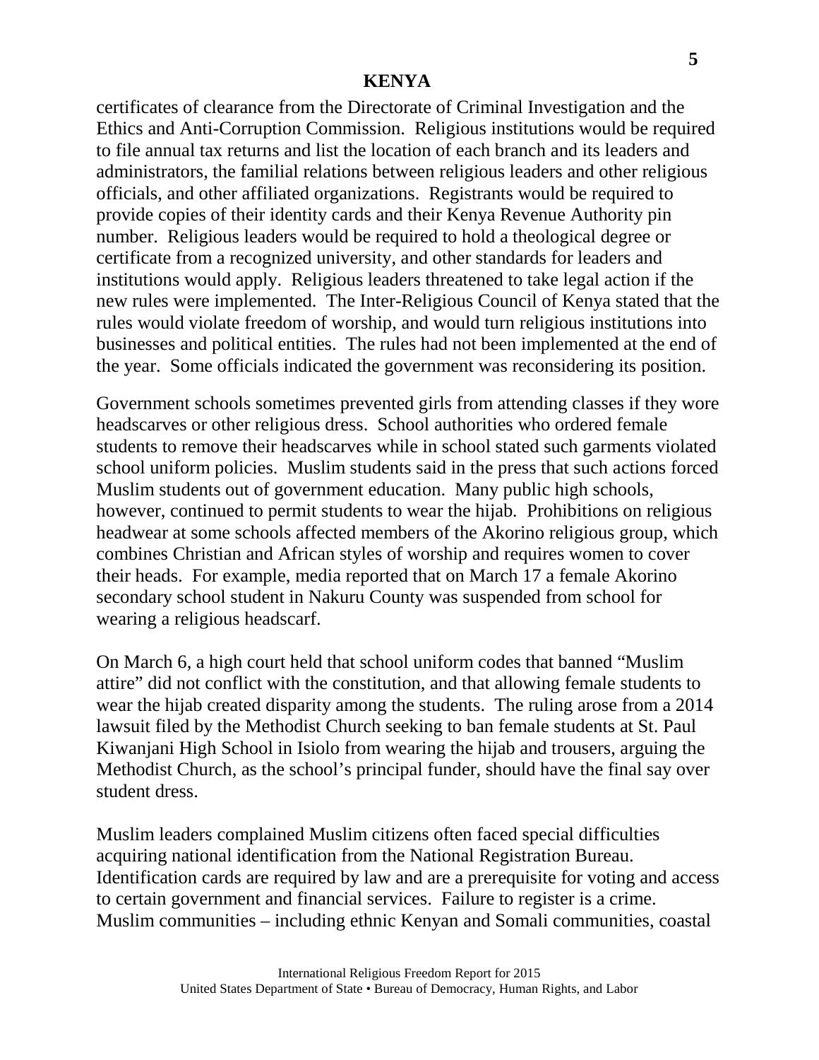certificates of clearance from the Directorate of Criminal Investigation and the Ethics and Anti-Corruption Commission. Religious institutions would be required to file annual tax returns and list the location of each branch and its leaders and administrators, the familial relations between religious leaders and other religious officials, and other affiliated organizations. Registrants would be required to provide copies of their identity cards and their Kenya Revenue Authority pin number. Religious leaders would be required to hold a theological degree or certificate from a recognized university, and other standards for leaders and institutions would apply. Religious leaders threatened to take legal action if the new rules were implemented. The Inter-Religious Council of Kenya stated that the rules would violate freedom of worship, and would turn religious institutions into businesses and political entities. The rules had not been implemented at the end of the year. Some officials indicated the government was reconsidering its position.

Government schools sometimes prevented girls from attending classes if they wore headscarves or other religious dress. School authorities who ordered female students to remove their headscarves while in school stated such garments violated school uniform policies. Muslim students said in the press that such actions forced Muslim students out of government education. Many public high schools, however, continued to permit students to wear the hijab. Prohibitions on religious headwear at some schools affected members of the Akorino religious group, which combines Christian and African styles of worship and requires women to cover their heads. For example, media reported that on March 17 a female Akorino secondary school student in Nakuru County was suspended from school for wearing a religious headscarf.

On March 6, a high court held that school uniform codes that banned "Muslim attire" did not conflict with the constitution, and that allowing female students to wear the hijab created disparity among the students. The ruling arose from a 2014 lawsuit filed by the Methodist Church seeking to ban female students at St. Paul Kiwanjani High School in Isiolo from wearing the hijab and trousers, arguing the Methodist Church, as the school's principal funder, should have the final say over student dress.

Muslim leaders complained Muslim citizens often faced special difficulties acquiring national identification from the National Registration Bureau. Identification cards are required by law and are a prerequisite for voting and access to certain government and financial services. Failure to register is a crime. Muslim communities – including ethnic Kenyan and Somali communities, coastal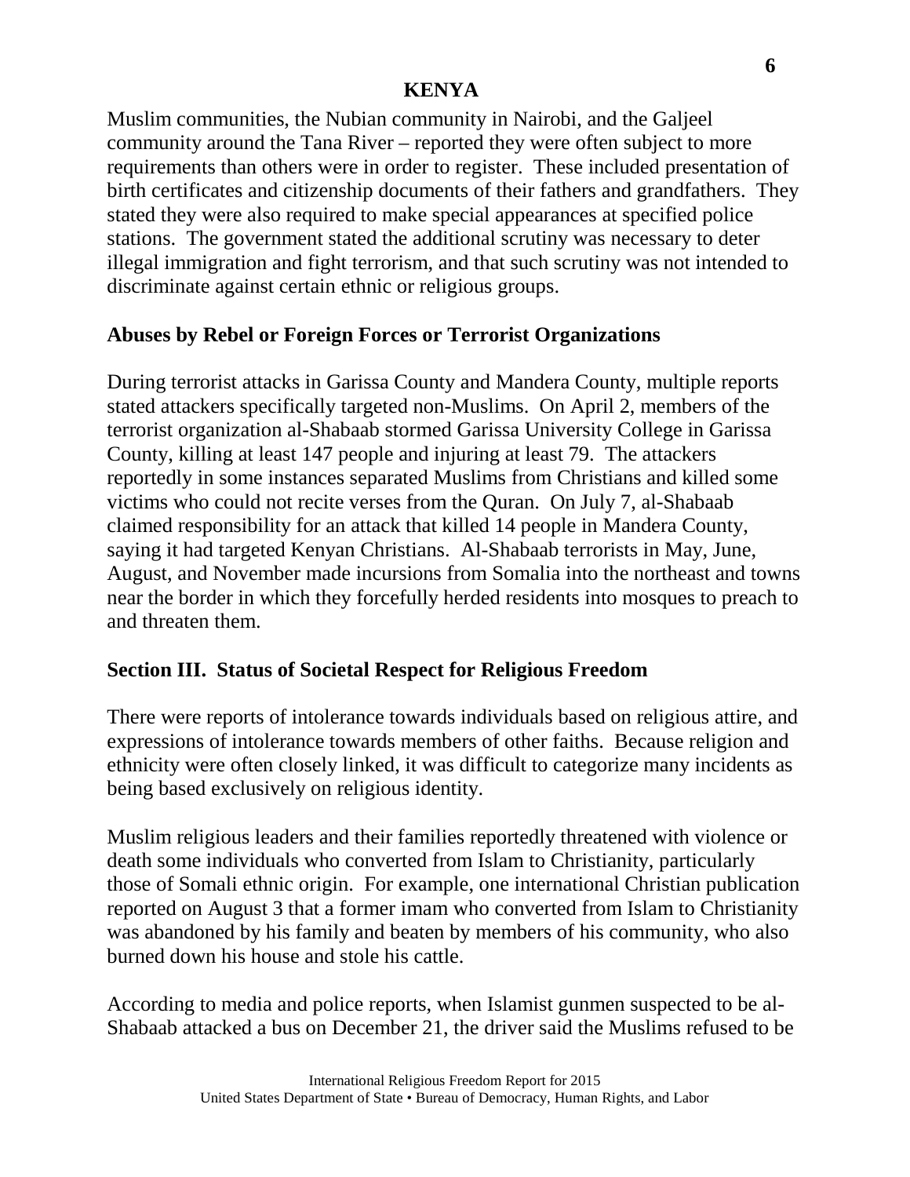Muslim communities, the Nubian community in Nairobi, and the Galjeel community around the Tana River – reported they were often subject to more requirements than others were in order to register. These included presentation of birth certificates and citizenship documents of their fathers and grandfathers. They stated they were also required to make special appearances at specified police stations. The government stated the additional scrutiny was necessary to deter illegal immigration and fight terrorism, and that such scrutiny was not intended to discriminate against certain ethnic or religious groups.

## Abuses by Rebel or Foreign Forces or Terrorist Organizations

During terrorist attacks in Garissa County and Mandera County, multiple reports stated attackers specifically targeted non-Muslims. On April 2, members of the terrorist organization al-Shabaab stormed Garissa University College in Garissa County, killing at least 147 people and injuring at least 79. The attackers reportedly in some instances separated Muslims from Christians and killed some victims who could not recite verses from the Quran. On July 7, al-Shabaab claimed responsibility for an attack that killed 14 people in Mandera County, saying it had targeted Kenyan Christians. Al-Shabaab terrorists in May, June, August, and November made incursions from Somalia into the northeast and towns near the border in which they forcefully herded residents into mosques to preach to and threaten them.

## Section III. Status of Societal Respect for Religious Freedom

There were reports of intolerance towards individuals based on religious attire, and expressions of intolerance towards members of other faiths. Because religion and ethnicity were often closely linked, it was difficult to categorize many incidents as being based exclusively on religious identity.

Muslim religious leaders and their families reportedly threatened with violence or death some individuals who converted from Islam to Christianity, particularly those of Somali ethnic origin. For example, one international Christian publication reported on August 3 that a former imam who converted from Islam to Christianity was abandoned by his family and beaten by members of his community, who also burned down his house and stole his cattle.

According to media and police reports, when Islamist gunmen suspected to be al-Shabaab attacked a bus on December 21, the driver said the Muslims refused to be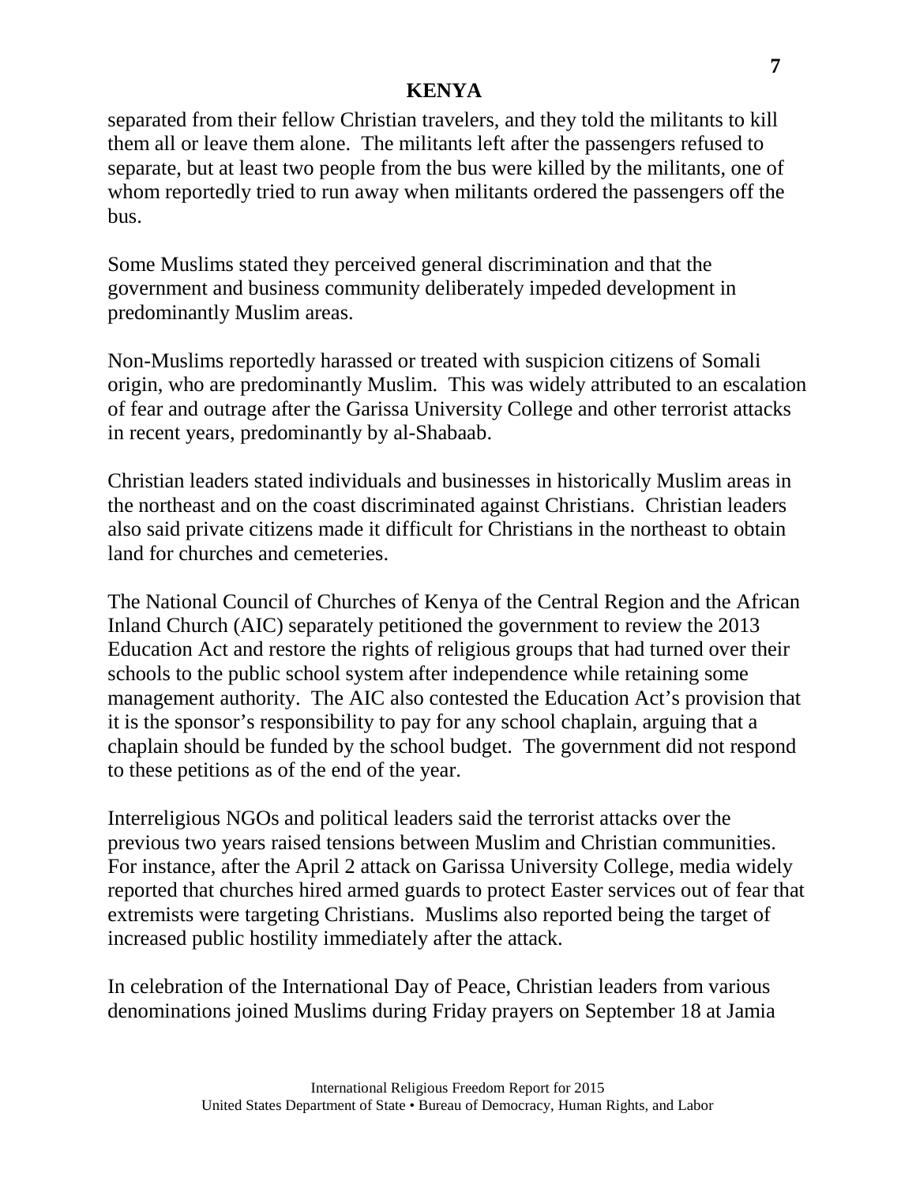separated from their fellow Christian travelers, and they told the militants to kill them all or leave them alone. The militants left after the passengers refused to separate, but at least two people from the bus were killed by the militants, one of whom reportedly tried to run away when militants ordered the passengers off the bus.

Some Muslims stated they perceived general discrimination and that the government and business community deliberately impeded development in predominantly Muslim areas.

Non-Muslims reportedly harassed or treated with suspicion citizens of Somali origin, who are predominantly Muslim. This was widely attributed to an escalation of fear and outrage after the Garissa University College and other terrorist attacks in recent years, predominantly by al-Shabaab.

Christian leaders stated individuals and businesses in historically Muslim areas in the northeast and on the coast discriminated against Christians. Christian leaders also said private citizens made it difficult for Christians in the northeast to obtain land for churches and cemeteries.

The National Council of Churches of Kenya of the Central Region and the African Inland Church (AIC) separately petitioned the government to review the 2013 Education Act and restore the rights of religious groups that had turned over their schools to the public school system after independence while retaining some management authority. The AIC also contested the Education Act's provision that it is the sponsor's responsibility to pay for any school chaplain, arguing that a chaplain should be funded by the school budget. The government did not respond to these petitions as of the end of the year.

Interreligious NGOs and political leaders said the terrorist attacks over the previous two years raised tensions between Muslim and Christian communities. For instance, after the April 2 attack on Garissa University College, media widely reported that churches hired armed guards to protect Easter services out of fear that extremists were targeting Christians. Muslims also reported being the target of increased public hostility immediately after the attack.

In celebration of the International Day of Peace, Christian leaders from various denominations joined Muslims during Friday prayers on September 18 at Jamia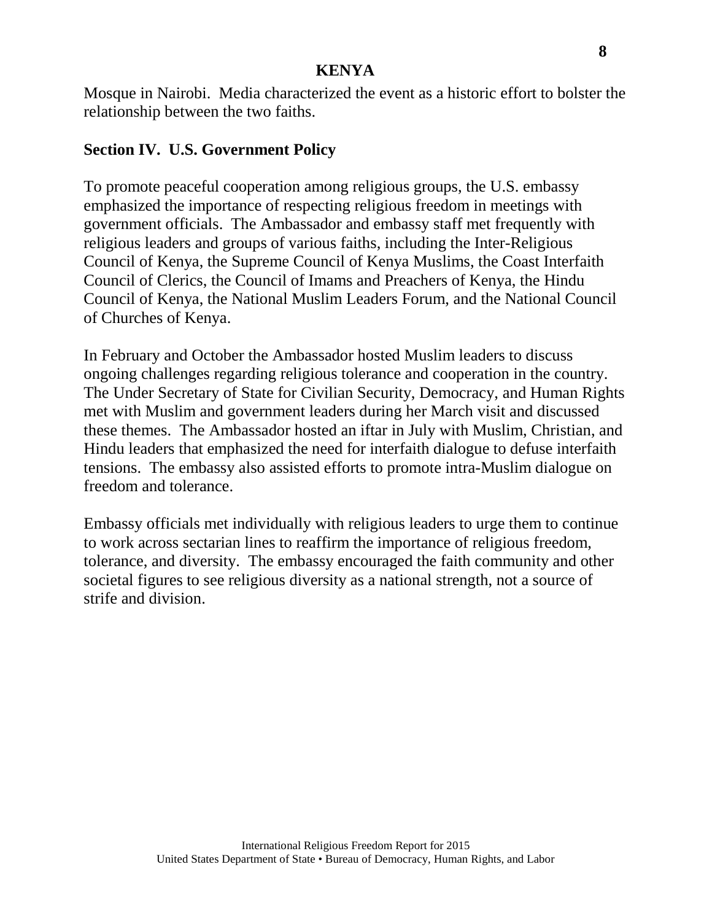Mosque in Nairobi. Media characterized the event as a historic effort to bolster the relationship between the two faiths.

## Section IV. U.S. Government Policy

To promote peaceful cooperation among religious groups, the U.S. embassy emphasized the importance of respecting religious freedom in meetings with government officials. The Ambassador and embassy staff met frequently with religious leaders and groups of various faiths, including the Inter-Religious Council of Kenya, the Supreme Council of Kenya Muslims, the Coast Interfaith Council of Clerics, the Council of Imams and Preachers of Kenya, the Hindu Council of Kenya, the National Muslim Leaders Forum, and the National Council of Churches of Kenya.

In February and October the Ambassador hosted Muslim leaders to discuss ongoing challenges regarding religious tolerance and cooperation in the country. The Under Secretary of State for Civilian Security, Democracy, and Human Rights met with Muslim and government leaders during her March visit and discussed these themes. The Ambassador hosted an iftar in July with Muslim, Christian, and Hindu leaders that emphasized the need for interfaith dialogue to defuse interfaith tensions. The embassy also assisted efforts to promote intra-Muslim dialogue on freedom and tolerance.

Embassy officials met individually with religious leaders to urge them to continue to work across sectarian lines to reaffirm the importance of religious freedom, tolerance, and diversity. The embassy encouraged the faith community and other societal figures to see religious diversity as a national strength, not a source of strife and division.